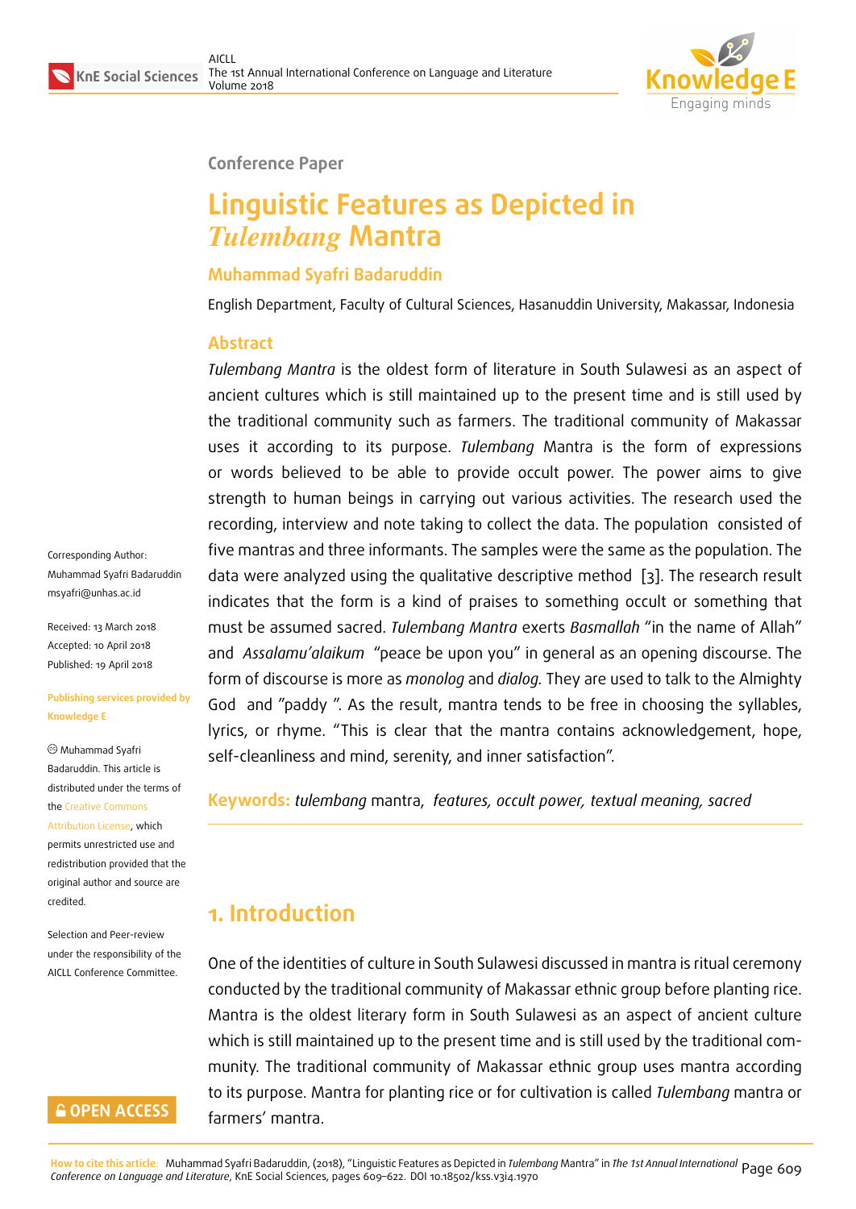Conference Paper

# Linguistic Features as Depicted in *Tulembang* Mantra

**Muhammad Syafri Badaruddin**

English Department, Faculty of Cultural Sciences, Hasanuddin University, Makassar, Indonesia

## Abstract

*Tulembang Mantra* is the oldest form of literature in South Sulawesi as an aspect of ancient cultures which is still maintained up to the present time and is still used by the traditional community such as farmers. The traditional community of Makassar uses it according to its purpose. *Tulembang* Mantra is the form of expressions or words believed to be able to provide occult power. The power aims to give strength to human beings in carrying out various activities. The research used the recording, interview and note taking to collect the data. The population consisted of five mantras and three informants. The samples were the same as the population. The data were analyzed using the qualitative descriptive method [3]. The research result indicates that the form is a kind of praises to something occult or something that must be assumed sacred. *Tulembang Mantra* exerts *Basmallah* "in the name of Allah" and *Assalamu'alaikum* "peace be upon you" in general as an opening discourse. The form of discourse is more as *monolog* and *dialog*. They are used to talk to the Almighty God and "paddy ". As the result, mantra tends to be free in choosing the syllables, lyrics, or rhyme. "This is clear that the mantra contains acknowledgement, hope, self-cleanliness and mind, serenity, and inner satisfaction".

**Keywords:** *tulembang* mantra, *features, occult power, textual meaning, sacred*

Corresponding Author: Muhammad Syafri Badaruddin msyafri@unhas.ac.id

Received: 13 March 2018
Accepted: 10 April 2018
Published: 19 April 2018

**Publishing services provided by Knowledge E**

© Muhammad Syafri Badaruddin. This article is distributed under the terms of the Creative Commons Attribution License, which permits unrestricted use and redistribution provided that the original author and source are credited.

Selection and Peer-review under the responsibility of the AICLL Conference Committee.

## 1. Introduction

One of the identities of culture in South Sulawesi discussed in mantra is ritual ceremony conducted by the traditional community of Makassar ethnic group before planting rice. Mantra is the oldest literary form in South Sulawesi as an aspect of ancient culture which is still maintained up to the present time and is still used by the traditional community. The traditional community of Makassar ethnic group uses mantra according to its purpose. Mantra for planting rice or for cultivation is called *Tulembang* mantra or farmers' mantra.

**How to cite this article**: Muhammad Syafri Badaruddin, (2018), "Linguistic Features as Depicted in *Tulembang* Mantra" in *The 1st Annual International Conference on Language and Literature*, KnE Social Sciences, pages 609–622. DOI 10.18502/kss.v3i4.1970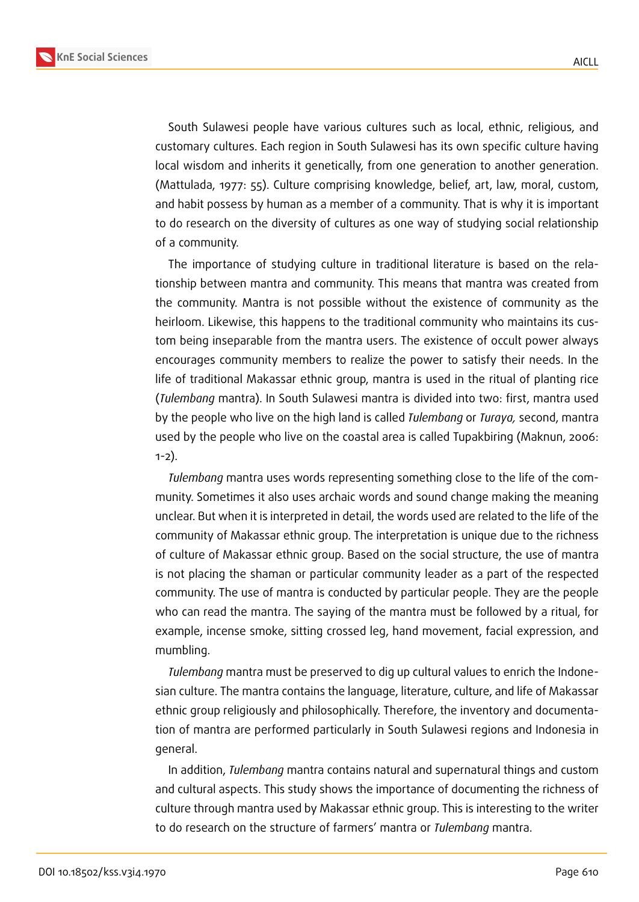South Sulawesi people have various cultures such as local, ethnic, religious, and customary cultures. Each region in South Sulawesi has its own specific culture having local wisdom and inherits it genetically, from one generation to another generation. (Mattulada, 1977: 55). Culture comprising knowledge, belief, art, law, moral, custom, and habit possess by human as a member of a community. That is why it is important to do research on the diversity of cultures as one way of studying social relationship of a community.

The importance of studying culture in traditional literature is based on the relationship between mantra and community. This means that mantra was created from the community. Mantra is not possible without the existence of community as the heirloom. Likewise, this happens to the traditional community who maintains its custom being inseparable from the mantra users. The existence of occult power always encourages community members to realize the power to satisfy their needs. In the life of traditional Makassar ethnic group, mantra is used in the ritual of planting rice (*Tulembang* mantra). In South Sulawesi mantra is divided into two: first, mantra used by the people who live on the high land is called *Tulembang* or *Turaya,* second, mantra used by the people who live on the coastal area is called Tupakbiring (Maknun, 2006: 1-2).

*Tulembang* mantra uses words representing something close to the life of the community. Sometimes it also uses archaic words and sound change making the meaning unclear. But when it is interpreted in detail, the words used are related to the life of the community of Makassar ethnic group. The interpretation is unique due to the richness of culture of Makassar ethnic group. Based on the social structure, the use of mantra is not placing the shaman or particular community leader as a part of the respected community. The use of mantra is conducted by particular people. They are the people who can read the mantra. The saying of the mantra must be followed by a ritual, for example, incense smoke, sitting crossed leg, hand movement, facial expression, and mumbling.

*Tulembang* mantra must be preserved to dig up cultural values to enrich the Indonesian culture. The mantra contains the language, literature, culture, and life of Makassar ethnic group religiously and philosophically. Therefore, the inventory and documentation of mantra are performed particularly in South Sulawesi regions and Indonesia in general.

In addition, *Tulembang* mantra contains natural and supernatural things and custom and cultural aspects. This study shows the importance of documenting the richness of culture through mantra used by Makassar ethnic group. This is interesting to the writer to do research on the structure of farmers' mantra or *Tulembang* mantra.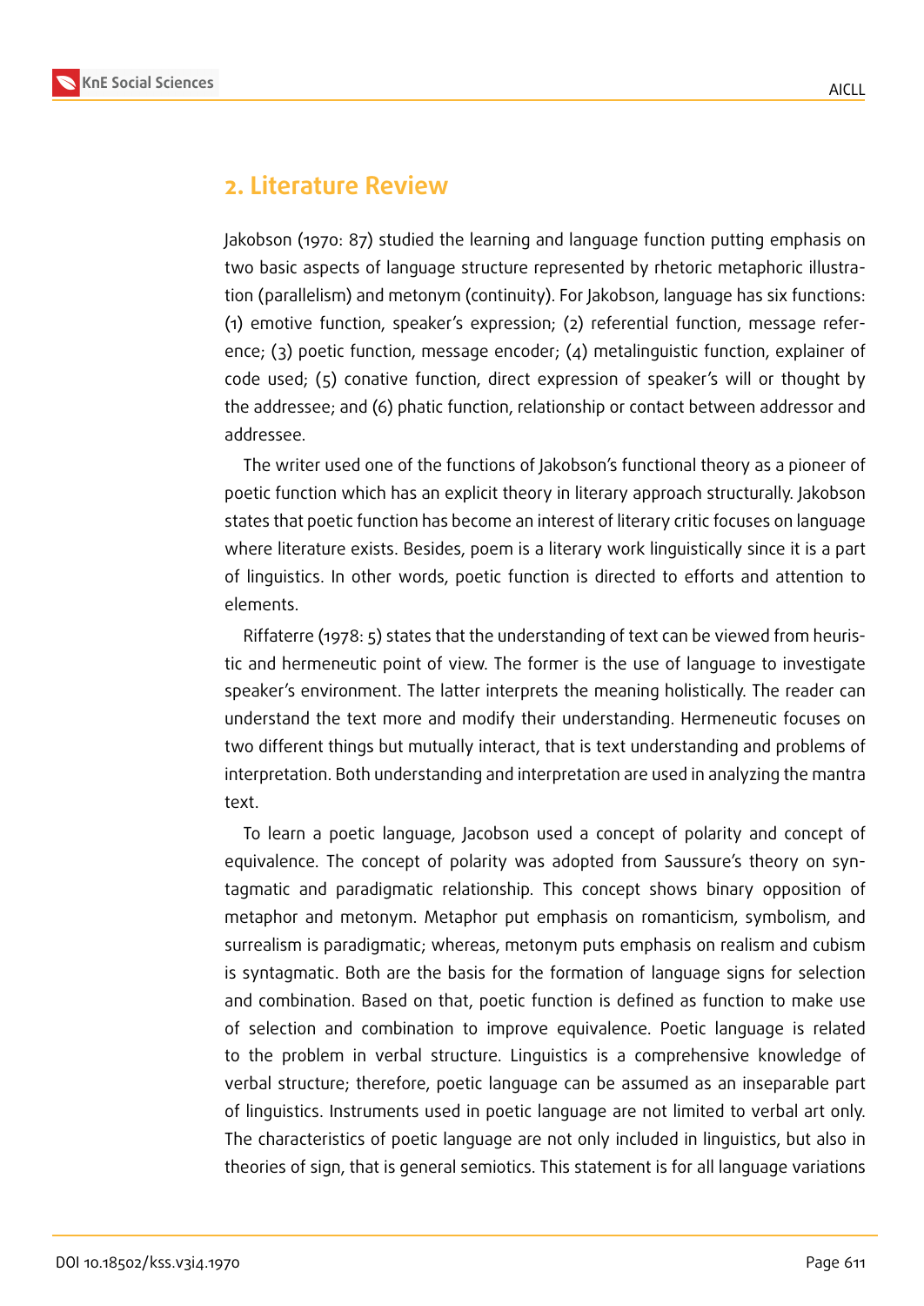## 2. Literature Review

Jakobson (1970: 87) studied the learning and language function putting emphasis on two basic aspects of language structure represented by rhetoric metaphoric illustration (parallelism) and metonym (continuity). For Jakobson, language has six functions: (1) emotive function, speaker's expression; (2) referential function, message reference; (3) poetic function, message encoder; (4) metalinguistic function, explainer of code used; (5) conative function, direct expression of speaker's will or thought by the addressee; and (6) phatic function, relationship or contact between addressor and addressee.

The writer used one of the functions of Jakobson's functional theory as a pioneer of poetic function which has an explicit theory in literary approach structurally. Jakobson states that poetic function has become an interest of literary critic focuses on language where literature exists. Besides, poem is a literary work linguistically since it is a part of linguistics. In other words, poetic function is directed to efforts and attention to elements.

Riffaterre (1978: 5) states that the understanding of text can be viewed from heuristic and hermeneutic point of view. The former is the use of language to investigate speaker's environment. The latter interprets the meaning holistically. The reader can understand the text more and modify their understanding. Hermeneutic focuses on two different things but mutually interact, that is text understanding and problems of interpretation. Both understanding and interpretation are used in analyzing the mantra text.

To learn a poetic language, Jacobson used a concept of polarity and concept of equivalence. The concept of polarity was adopted from Saussure's theory on syntagmatic and paradigmatic relationship. This concept shows binary opposition of metaphor and metonym. Metaphor put emphasis on romanticism, symbolism, and surrealism is paradigmatic; whereas, metonym puts emphasis on realism and cubism is syntagmatic. Both are the basis for the formation of language signs for selection and combination. Based on that, poetic function is defined as function to make use of selection and combination to improve equivalence. Poetic language is related to the problem in verbal structure. Linguistics is a comprehensive knowledge of verbal structure; therefore, poetic language can be assumed as an inseparable part of linguistics. Instruments used in poetic language are not limited to verbal art only. The characteristics of poetic language are not only included in linguistics, but also in theories of sign, that is general semiotics. This statement is for all language variations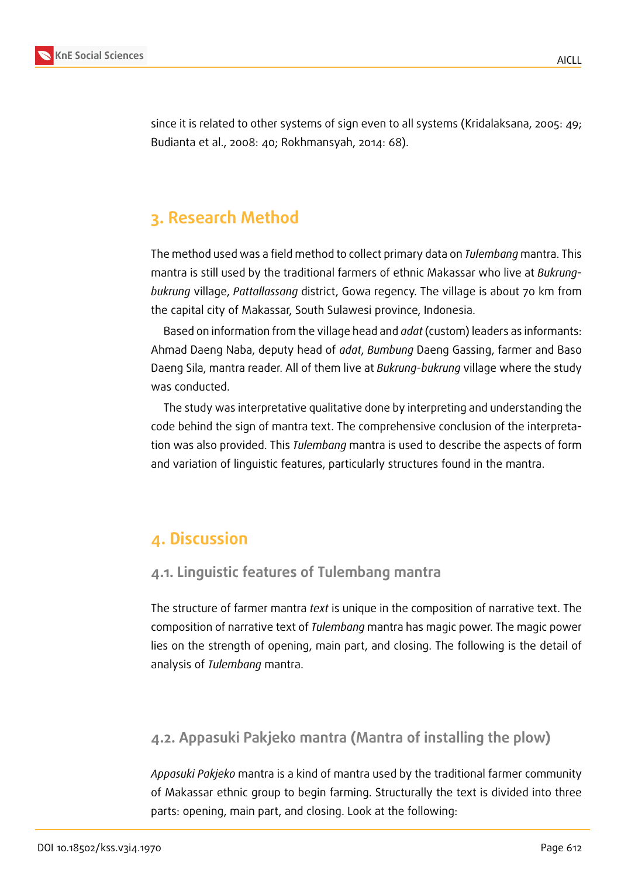since it is related to other systems of sign even to all systems (Kridalaksana, 2005: 49; Budianta et al., 2008: 40; Rokhmansyah, 2014: 68).

## 3. Research Method

The method used was a field method to collect primary data on *Tulembang* mantra. This mantra is still used by the traditional farmers of ethnic Makassar who live at *Bukrung-bukrung* village, *Pattallassang* district, Gowa regency. The village is about 70 km from the capital city of Makassar, South Sulawesi province, Indonesia.

Based on information from the village head and *adat* (custom) leaders as informants: Ahmad Daeng Naba, deputy head of *adat*, *Bumbung* Daeng Gassing, farmer and Baso Daeng Sila, mantra reader. All of them live at *Bukrung-bukrung* village where the study was conducted.

The study was interpretative qualitative done by interpreting and understanding the code behind the sign of mantra text. The comprehensive conclusion of the interpretation was also provided. This *Tulembang* mantra is used to describe the aspects of form and variation of linguistic features, particularly structures found in the mantra.

## 4. Discussion

### 4.1. Linguistic features of Tulembang mantra

The structure of farmer mantra *text* is unique in the composition of narrative text. The composition of narrative text of *Tulembang* mantra has magic power. The magic power lies on the strength of opening, main part, and closing. The following is the detail of analysis of *Tulembang* mantra.

### 4.2. Appasuki Pakjeko mantra (Mantra of installing the plow)

*Appasuki Pakjeko* mantra is a kind of mantra used by the traditional farmer community of Makassar ethnic group to begin farming. Structurally the text is divided into three parts: opening, main part, and closing. Look at the following: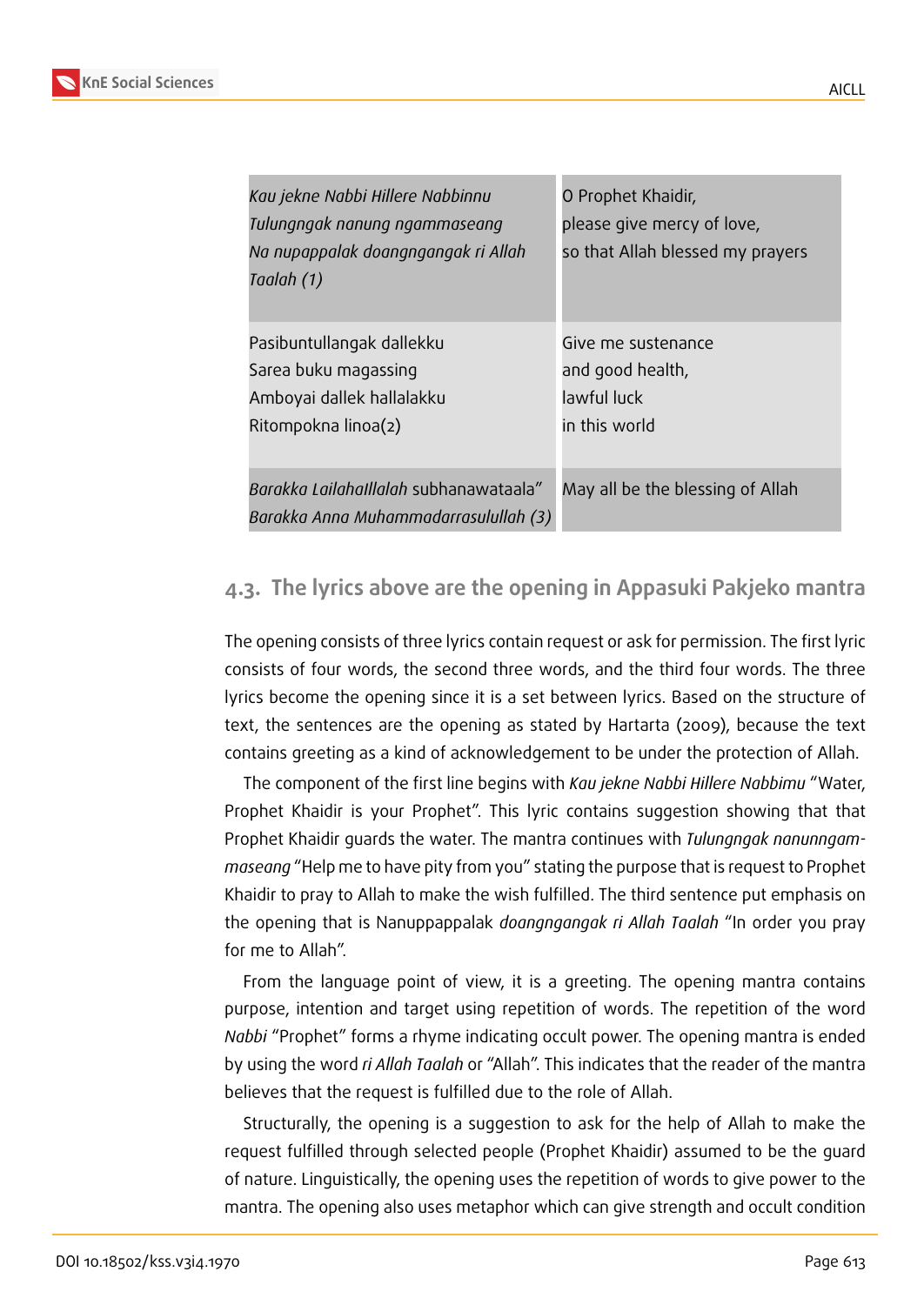| | |
|---|---|
| *Kau jekne Nabbi Hillere Nabbinnu*<br>*Tulungngak nanung ngammaseang*<br>*Na nupappalak doangngangak ri Allah Taalah (1)* | O Prophet Khaidir,<br>please give mercy of love,<br>so that Allah blessed my prayers |
| Pasibuntullangak dallekku<br>Sarea buku magassing<br>Amboyai dallek hallalakku<br>Ritompokna linoa(2) | Give me sustenance<br>and good health,<br>lawful luck<br>in this world |
| *Barakka LailahaIllalah* subhanawataala"<br>*Barakka Anna Muhammadarrasulullah (3)* | May all be the blessing of Allah |

## 4.3. The lyrics above are the opening in Appasuki Pakjeko mantra

The opening consists of three lyrics contain request or ask for permission. The first lyric consists of four words, the second three words, and the third four words. The three lyrics become the opening since it is a set between lyrics. Based on the structure of text, the sentences are the opening as stated by Hartarta (2009), because the text contains greeting as a kind of acknowledgement to be under the protection of Allah.

The component of the first line begins with *Kau jekne Nabbi Hillere Nabbimu* "Water, Prophet Khaidir is your Prophet". This lyric contains suggestion showing that that Prophet Khaidir guards the water. The mantra continues with *Tulungngak nanunngammaseang* "Help me to have pity from you" stating the purpose that is request to Prophet Khaidir to pray to Allah to make the wish fulfilled. The third sentence put emphasis on the opening that is Nanuppappalak *doangngangak ri Allah Taalah* "In order you pray for me to Allah".

From the language point of view, it is a greeting. The opening mantra contains purpose, intention and target using repetition of words. The repetition of the word *Nabbi* "Prophet" forms a rhyme indicating occult power. The opening mantra is ended by using the word *ri Allah Taalah* or "Allah". This indicates that the reader of the mantra believes that the request is fulfilled due to the role of Allah.

Structurally, the opening is a suggestion to ask for the help of Allah to make the request fulfilled through selected people (Prophet Khaidir) assumed to be the guard of nature. Linguistically, the opening uses the repetition of words to give power to the mantra. The opening also uses metaphor which can give strength and occult condition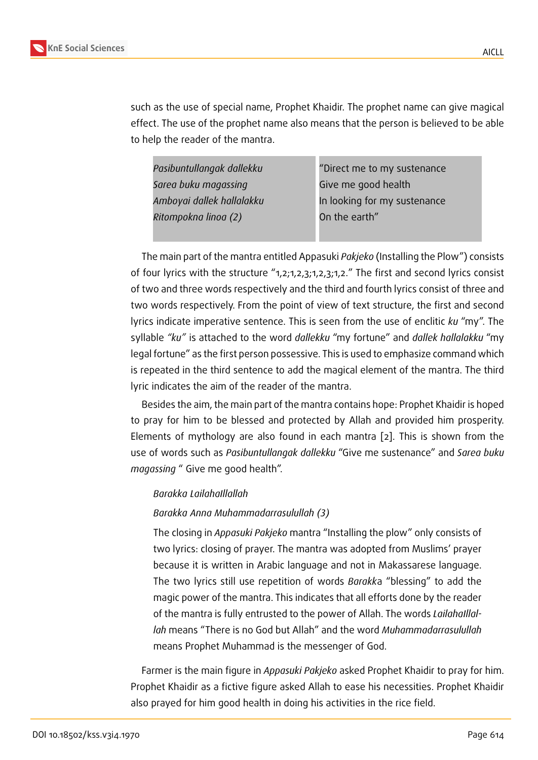such as the use of special name, Prophet Khaidir. The prophet name can give magical effect. The use of the prophet name also means that the person is believed to be able to help the reader of the mantra.

| | |
|---|---|
| *Pasibuntullangak dallekku*<br>*Sarea buku magassing*<br>*Amboyai dallek hallalakku*<br>*Ritompokna linoa (2)* | "Direct me to my sustenance<br>Give me good health<br>In looking for my sustenance<br>On the earth" |

The main part of the mantra entitled Appasuki *Pakjeko* (Installing the Plow") consists of four lyrics with the structure "1,2;1,2,3;1,2,3;1,2." The first and second lyrics consist of two and three words respectively and the third and fourth lyrics consist of three and two words respectively. From the point of view of text structure, the first and second lyrics indicate imperative sentence. This is seen from the use of enclitic *ku* "my". The syllable *"ku"* is attached to the word *dallekku* "my fortune" and *dallek hallalakku* "my legal fortune" as the first person possessive. This is used to emphasize command which is repeated in the third sentence to add the magical element of the mantra. The third lyric indicates the aim of the reader of the mantra.

Besides the aim, the main part of the mantra contains hope: Prophet Khaidir is hoped to pray for him to be blessed and protected by Allah and provided him prosperity. Elements of mythology are also found in each mantra [2]. This is shown from the use of words such as *Pasibuntullangak dallekku* "Give me sustenance" and *Sarea buku magassing* " Give me good health".

*Barakka LailahaIllallah*

*Barakka Anna Muhammadarrasulullah (3)*

The closing in *Appasuki Pakjeko* mantra "Installing the plow" only consists of two lyrics: closing of prayer. The mantra was adopted from Muslims' prayer because it is written in Arabic language and not in Makassarese language. The two lyrics still use repetition of words *Barakk*a "blessing" to add the magic power of the mantra. This indicates that all efforts done by the reader of the mantra is fully entrusted to the power of Allah. The words *LailahaIllallah* means "There is no God but Allah" and the word *Muhammadarrasulullah* means Prophet Muhammad is the messenger of God.

Farmer is the main figure in *Appasuki Pakjeko* asked Prophet Khaidir to pray for him. Prophet Khaidir as a fictive figure asked Allah to ease his necessities. Prophet Khaidir also prayed for him good health in doing his activities in the rice field.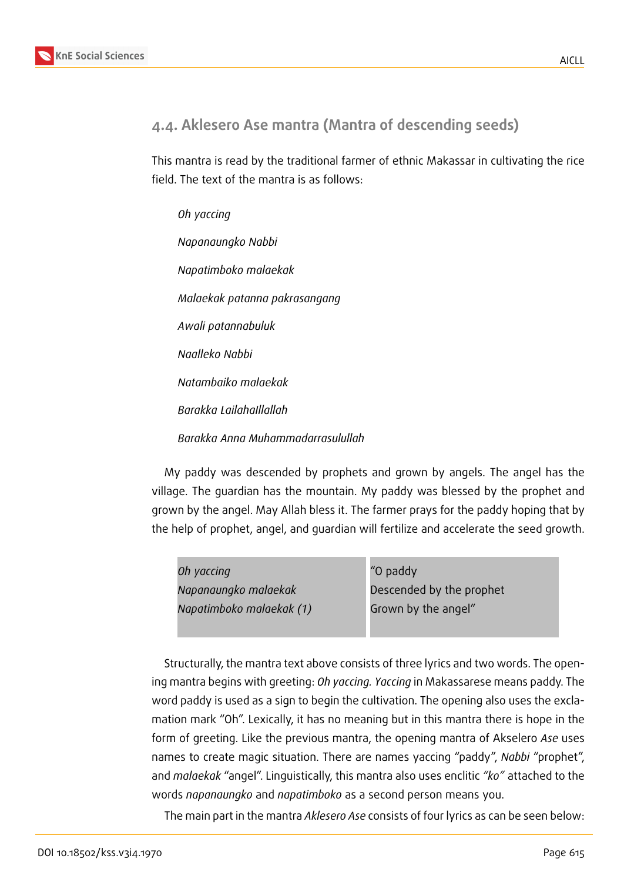### 4.4. Aklesero Ase mantra (Mantra of descending seeds)

This mantra is read by the traditional farmer of ethnic Makassar in cultivating the rice field. The text of the mantra is as follows:

*Oh yaccing*

*Napanaungko Nabbi*

*Napatimboko malaekak*

*Malaekak patanna pakrasangang*

*Awali patannabuluk*

*Naalleko Nabbi*

*Natambaiko malaekak*

*Barakka Lailahalllallah*

*Barakka Anna Muhammadarrasulullah*

My paddy was descended by prophets and grown by angels. The angel has the village. The guardian has the mountain. My paddy was blessed by the prophet and grown by the angel. May Allah bless it. The farmer prays for the paddy hoping that by the help of prophet, angel, and guardian will fertilize and accelerate the seed growth.

| | |
|---|---|
| *Oh yaccing*<br>*Napanaungko malaekak*<br>*Napatimboko malaekak (1)* | "O paddy<br>Descended by the prophet<br>Grown by the angel" |

Structurally, the mantra text above consists of three lyrics and two words. The opening mantra begins with greeting: *Oh yaccing. Yaccing* in Makassarese means paddy. The word paddy is used as a sign to begin the cultivation. The opening also uses the exclamation mark "Oh". Lexically, it has no meaning but in this mantra there is hope in the form of greeting. Like the previous mantra, the opening mantra of Akselero *Ase* uses names to create magic situation. There are names yaccing "paddy", *Nabbi* "prophet", and *malaekak* "angel". Linguistically, this mantra also uses enclitic *"ko"* attached to the words *napanaungko* and *napatimboko* as a second person means you.

The main part in the mantra *Aklesero Ase* consists of four lyrics as can be seen below: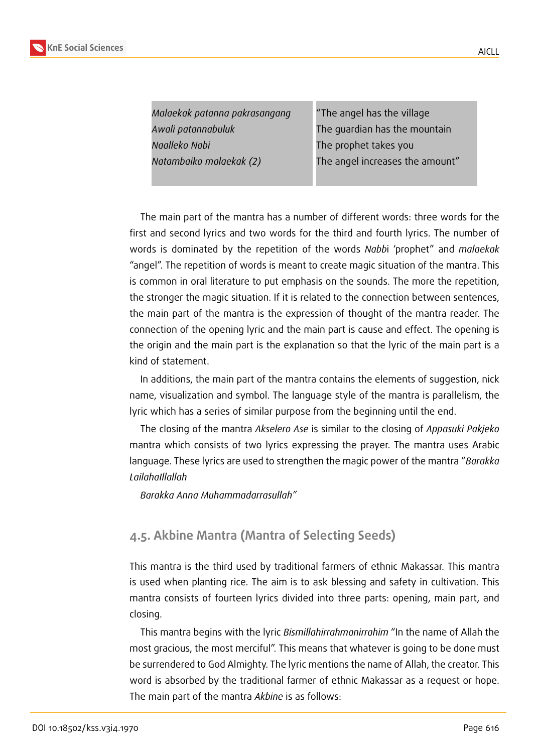| | |
|---|---|
| *Malaekak patanna pakrasangang*<br>*Awali patannabuluk*<br>*Naalleko Nabi*<br>*Natambaiko malaekak (2)* | "The angel has the village<br>The guardian has the mountain<br>The prophet takes you<br>The angel increases the amount" |

The main part of the mantra has a number of different words: three words for the first and second lyrics and two words for the third and fourth lyrics. The number of words is dominated by the repetition of the words *Nabb*i 'prophet" and *malaekak* "angel". The repetition of words is meant to create magic situation of the mantra. This is common in oral literature to put emphasis on the sounds. The more the repetition, the stronger the magic situation. If it is related to the connection between sentences, the main part of the mantra is the expression of thought of the mantra reader. The connection of the opening lyric and the main part is cause and effect. The opening is the origin and the main part is the explanation so that the lyric of the main part is a kind of statement.

In additions, the main part of the mantra contains the elements of suggestion, nick name, visualization and symbol. The language style of the mantra is parallelism, the lyric which has a series of similar purpose from the beginning until the end.

The closing of the mantra *Akselero Ase* is similar to the closing of *Appasuki Pakjeko* mantra which consists of two lyrics expressing the prayer. The mantra uses Arabic language. These lyrics are used to strengthen the magic power of the mantra "*Barakka LailahaIllallah*

*Barakka Anna Muhammadarrasullah"*

## 4.5. Akbine Mantra (Mantra of Selecting Seeds)

This mantra is the third used by traditional farmers of ethnic Makassar. This mantra is used when planting rice. The aim is to ask blessing and safety in cultivation. This mantra consists of fourteen lyrics divided into three parts: opening, main part, and closing.

This mantra begins with the lyric *Bismillahirrahmanirrahim* "In the name of Allah the most gracious, the most merciful". This means that whatever is going to be done must be surrendered to God Almighty. The lyric mentions the name of Allah, the creator. This word is absorbed by the traditional farmer of ethnic Makassar as a request or hope. The main part of the mantra *Akbine* is as follows: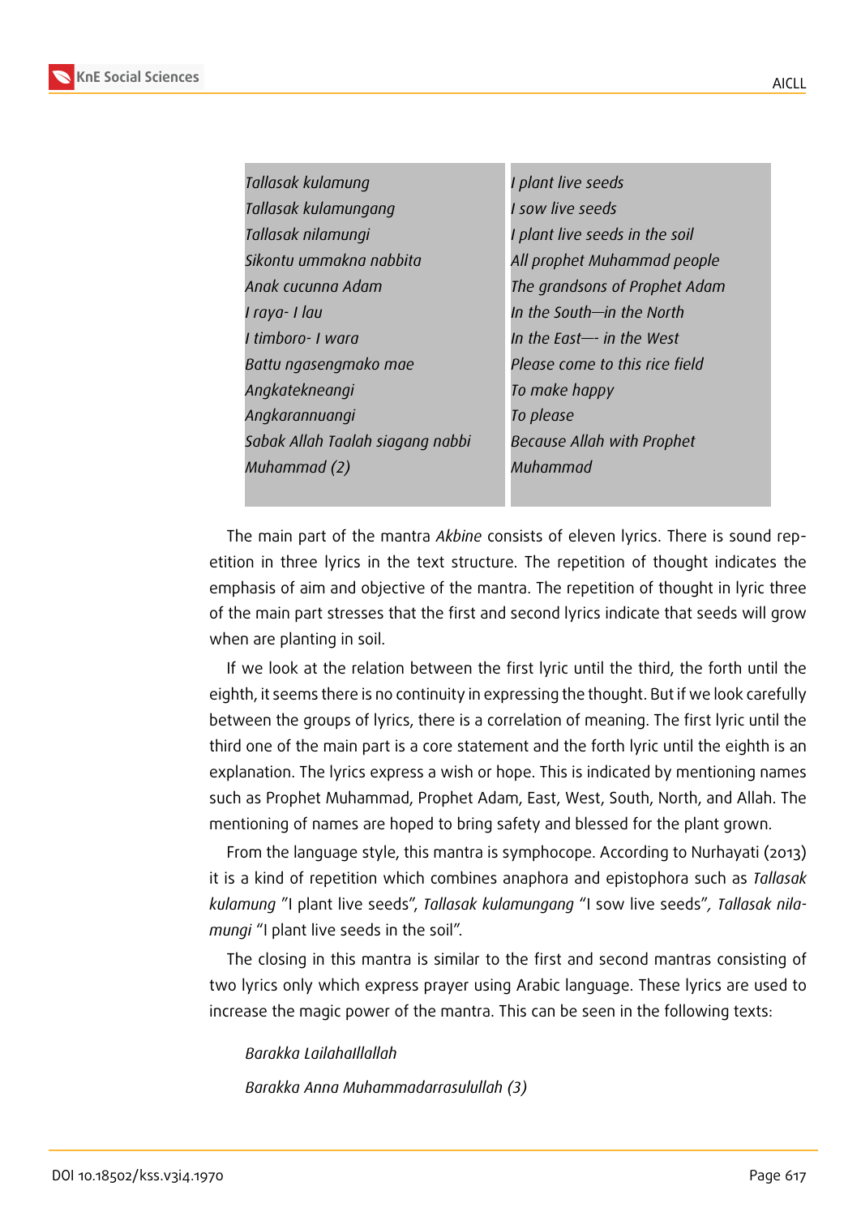| | |
|---|---|
| *Tallasak kulamung* | *I plant live seeds* |
| *Tallasak kulamungang* | *I sow live seeds* |
| *Tallasak nilamungi* | *I plant live seeds in the soil* |
| *Sikontu ummakna nabbita* | *All prophet Muhammad people* |
| *Anak cucunna Adam* | *The grandsons of Prophet Adam* |
| *I raya- I lau* | *In the South—in the North* |
| *I timboro- I wara* | *In the East—- in the West* |
| *Battu ngasengmako mae* | *Please come to this rice field* |
| *Angkatekneangi* | *To make happy* |
| *Angkarannuangi* | *To please* |
| *Sabak Allah Taalah siagang nabbi Muhammad (2)* | *Because Allah with Prophet Muhammad* |

The main part of the mantra *Akbine* consists of eleven lyrics. There is sound repetition in three lyrics in the text structure. The repetition of thought indicates the emphasis of aim and objective of the mantra. The repetition of thought in lyric three of the main part stresses that the first and second lyrics indicate that seeds will grow when are planting in soil.

If we look at the relation between the first lyric until the third, the forth until the eighth, it seems there is no continuity in expressing the thought. But if we look carefully between the groups of lyrics, there is a correlation of meaning. The first lyric until the third one of the main part is a core statement and the forth lyric until the eighth is an explanation. The lyrics express a wish or hope. This is indicated by mentioning names such as Prophet Muhammad, Prophet Adam, East, West, South, North, and Allah. The mentioning of names are hoped to bring safety and blessed for the plant grown.

From the language style, this mantra is symphocope. According to Nurhayati (2013) it is a kind of repetition which combines anaphora and epistophora such as *Tallasak kulamung* "I plant live seeds", *Tallasak kulamungang* "I sow live seeds"*, Tallasak nilamungi* "I plant live seeds in the soil".

The closing in this mantra is similar to the first and second mantras consisting of two lyrics only which express prayer using Arabic language. These lyrics are used to increase the magic power of the mantra. This can be seen in the following texts:

*Barakka Lailahalllallah*

*Barakka Anna Muhammadarrasulullah (3)*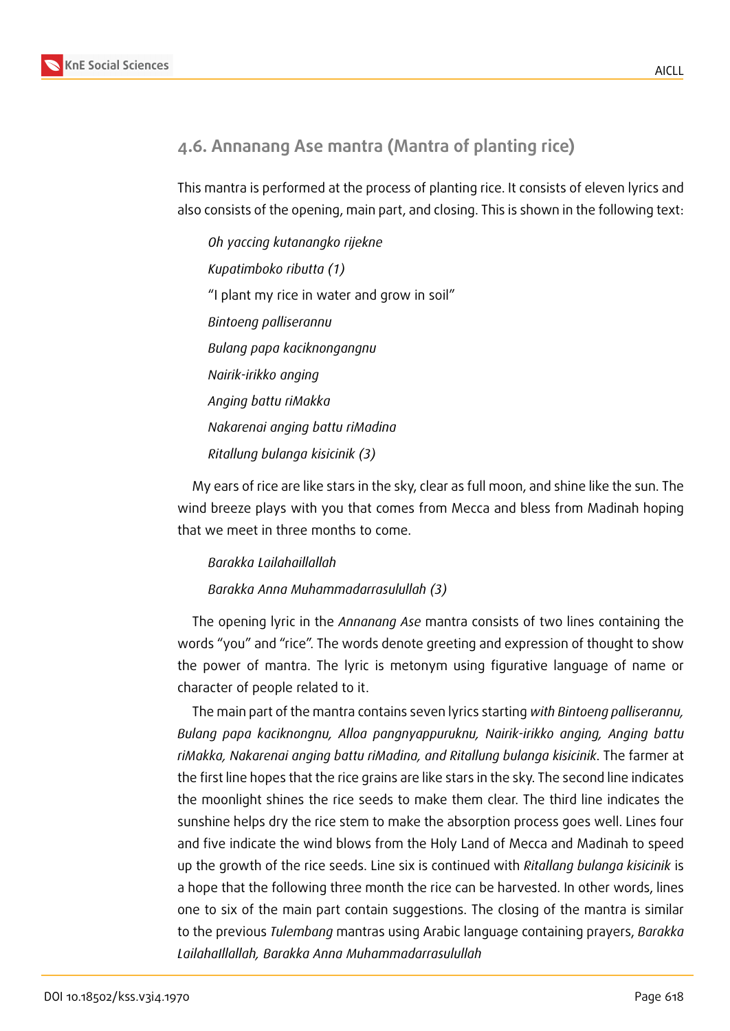### 4.6. Annanang Ase mantra (Mantra of planting rice)

This mantra is performed at the process of planting rice. It consists of eleven lyrics and also consists of the opening, main part, and closing. This is shown in the following text:

*Oh yaccing kutanangko rijekne*

*Kupatimboko ributta (1)*

"I plant my rice in water and grow in soil"

*Bintoeng palliserannu*

*Bulang papa kaciknongangnu*

*Nairik-irikko anging*

*Anging battu riMakka*

*Nakarenai anging battu riMadina*

*Ritallung bulanga kisicinik (3)*

My ears of rice are like stars in the sky, clear as full moon, and shine like the sun. The wind breeze plays with you that comes from Mecca and bless from Madinah hoping that we meet in three months to come.

*Barakka Lailahaillallah*

*Barakka Anna Muhammadarrasulullah (3)*

The opening lyric in the *Annanang Ase* mantra consists of two lines containing the words "you" and "rice". The words denote greeting and expression of thought to show the power of mantra. The lyric is metonym using figurative language of name or character of people related to it.

The main part of the mantra contains seven lyrics starting *with Bintoeng palliserannu, Bulang papa kaciknongnu, Alloa pangnyappuruknu, Nairik-irikko anging, Anging battu riMakka, Nakarenai anging battu riMadina, and Ritallung bulanga kisicinik*. The farmer at the first line hopes that the rice grains are like stars in the sky. The second line indicates the moonlight shines the rice seeds to make them clear. The third line indicates the sunshine helps dry the rice stem to make the absorption process goes well. Lines four and five indicate the wind blows from the Holy Land of Mecca and Madinah to speed up the growth of the rice seeds. Line six is continued with *Ritallang bulanga kisicinik* is a hope that the following three month the rice can be harvested. In other words, lines one to six of the main part contain suggestions. The closing of the mantra is similar to the previous *Tulembang* mantras using Arabic language containing prayers, *Barakka Lailahalllallah, Barakka Anna Muhammadarrasulullah*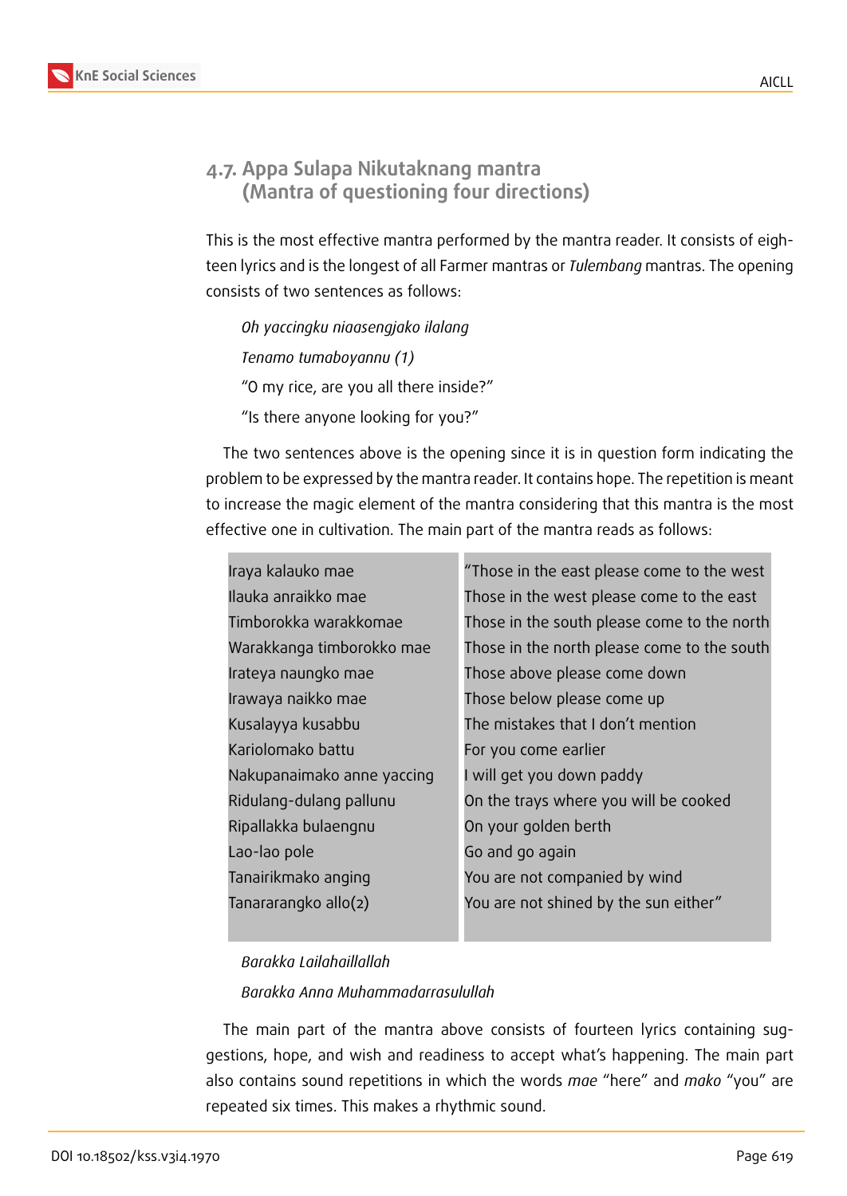### 4.7. Appa Sulapa Nikutaknang mantra (Mantra of questioning four directions)

This is the most effective mantra performed by the mantra reader. It consists of eighteen lyrics and is the longest of all Farmer mantras or *Tulembang* mantras. The opening consists of two sentences as follows:

*Oh yaccingku niaasengjako ilalang*

*Tenamo tumaboyannu (1)*

"O my rice, are you all there inside?"

"Is there anyone looking for you?"

The two sentences above is the opening since it is in question form indicating the problem to be expressed by the mantra reader. It contains hope. The repetition is meant to increase the magic element of the mantra considering that this mantra is the most effective one in cultivation. The main part of the mantra reads as follows:

| | |
|---|---|
| Iraya kalauko mae | "Those in the east please come to the west |
| Ilauka anraikko mae | Those in the west please come to the east |
| Timborokka warakkomae | Those in the south please come to the north |
| Warakkanga timborokko mae | Those in the north please come to the south |
| Irateya naungko mae | Those above please come down |
| Irawaya naikko mae | Those below please come up |
| Kusalayya kusabbu | The mistakes that I don't mention |
| Kariolomako battu | For you come earlier |
| Nakupanaimako anne yaccing | I will get you down paddy |
| Ridulang-dulang pallunu | On the trays where you will be cooked |
| Ripallakka bulaengnu | On your golden berth |
| Lao-lao pole | Go and go again |
| Tanairikmako anging | You are not companied by wind |
| Tanararangko allo(2) | You are not shined by the sun either" |

*Barakka Lailahaillallah*

*Barakka Anna Muhammadarrasulullah*

The main part of the mantra above consists of fourteen lyrics containing suggestions, hope, and wish and readiness to accept what's happening. The main part also contains sound repetitions in which the words *mae* "here" and *mako* "you" are repeated six times. This makes a rhythmic sound.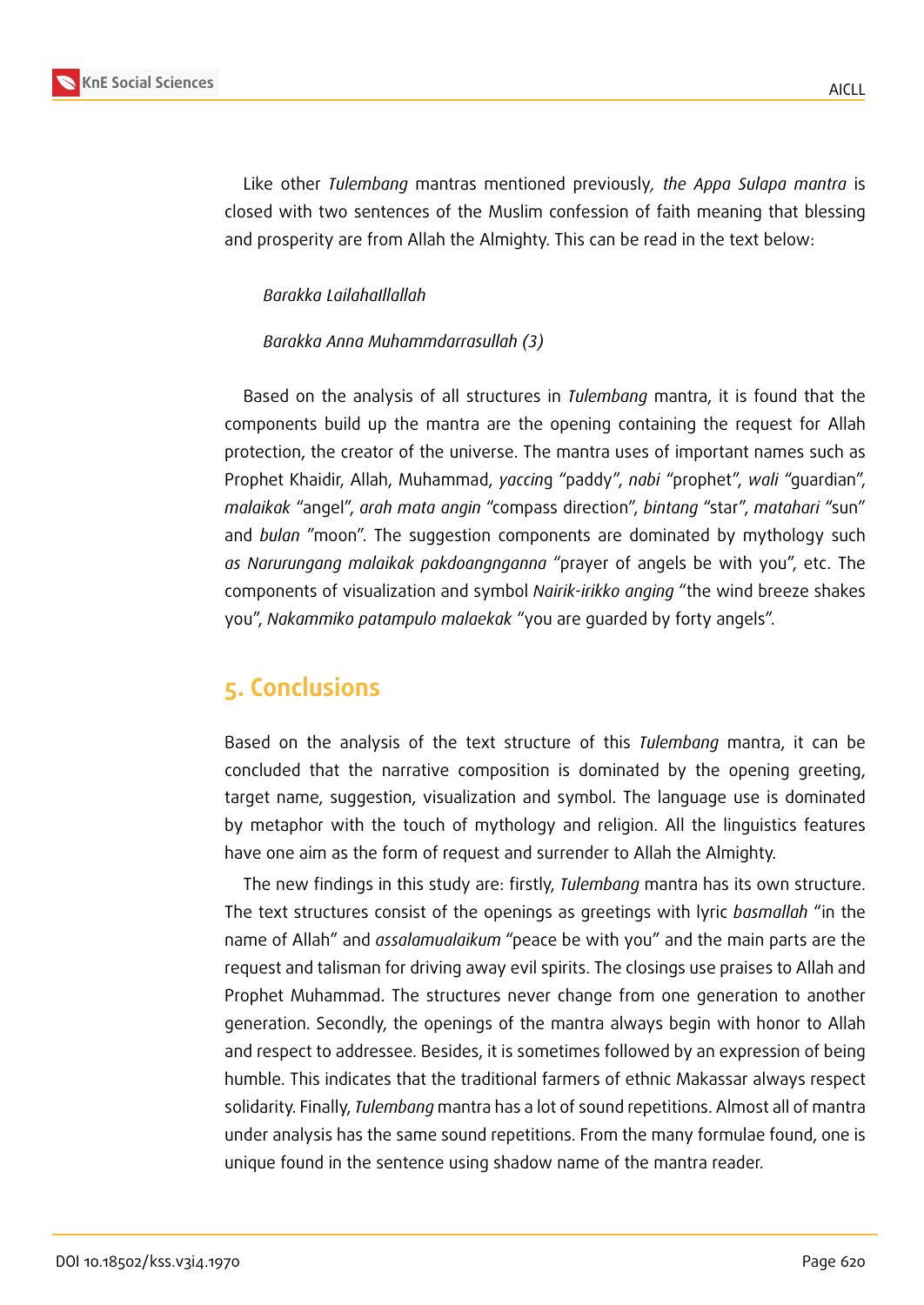Like other *Tulembang* mantras mentioned previously*, the Appa Sulapa mantra* is closed with two sentences of the Muslim confession of faith meaning that blessing and prosperity are from Allah the Almighty. This can be read in the text below:

*Barakka LailahaIllallah*

*Barakka Anna Muhammdarrasullah (3)*

Based on the analysis of all structures in *Tulembang* mantra, it is found that the components build up the mantra are the opening containing the request for Allah protection, the creator of the universe. The mantra uses of important names such as Prophet Khaidir, Allah, Muhammad, *yaccin*g "paddy", *nabi* "prophet", *wali* "guardian", *malaikak* "angel", *arah mata angin* "compass direction", *bintang* "star", *matahari* "sun" and *bulan* "moon". The suggestion components are dominated by mythology such *as Narurungang malaikak pakdoangnganna* "prayer of angels be with you", etc. The components of visualization and symbol *Nairik-irikko anging* "the wind breeze shakes you", *Nakammiko patampulo malaekak* "you are guarded by forty angels".

## 5. Conclusions

Based on the analysis of the text structure of this *Tulembang* mantra, it can be concluded that the narrative composition is dominated by the opening greeting, target name, suggestion, visualization and symbol. The language use is dominated by metaphor with the touch of mythology and religion. All the linguistics features have one aim as the form of request and surrender to Allah the Almighty.

The new findings in this study are: firstly, *Tulembang* mantra has its own structure. The text structures consist of the openings as greetings with lyric *basmallah* "in the name of Allah" and *assalamualaikum* "peace be with you" and the main parts are the request and talisman for driving away evil spirits. The closings use praises to Allah and Prophet Muhammad. The structures never change from one generation to another generation. Secondly, the openings of the mantra always begin with honor to Allah and respect to addressee. Besides, it is sometimes followed by an expression of being humble. This indicates that the traditional farmers of ethnic Makassar always respect solidarity. Finally, *Tulembang* mantra has a lot of sound repetitions. Almost all of mantra under analysis has the same sound repetitions. From the many formulae found, one is unique found in the sentence using shadow name of the mantra reader.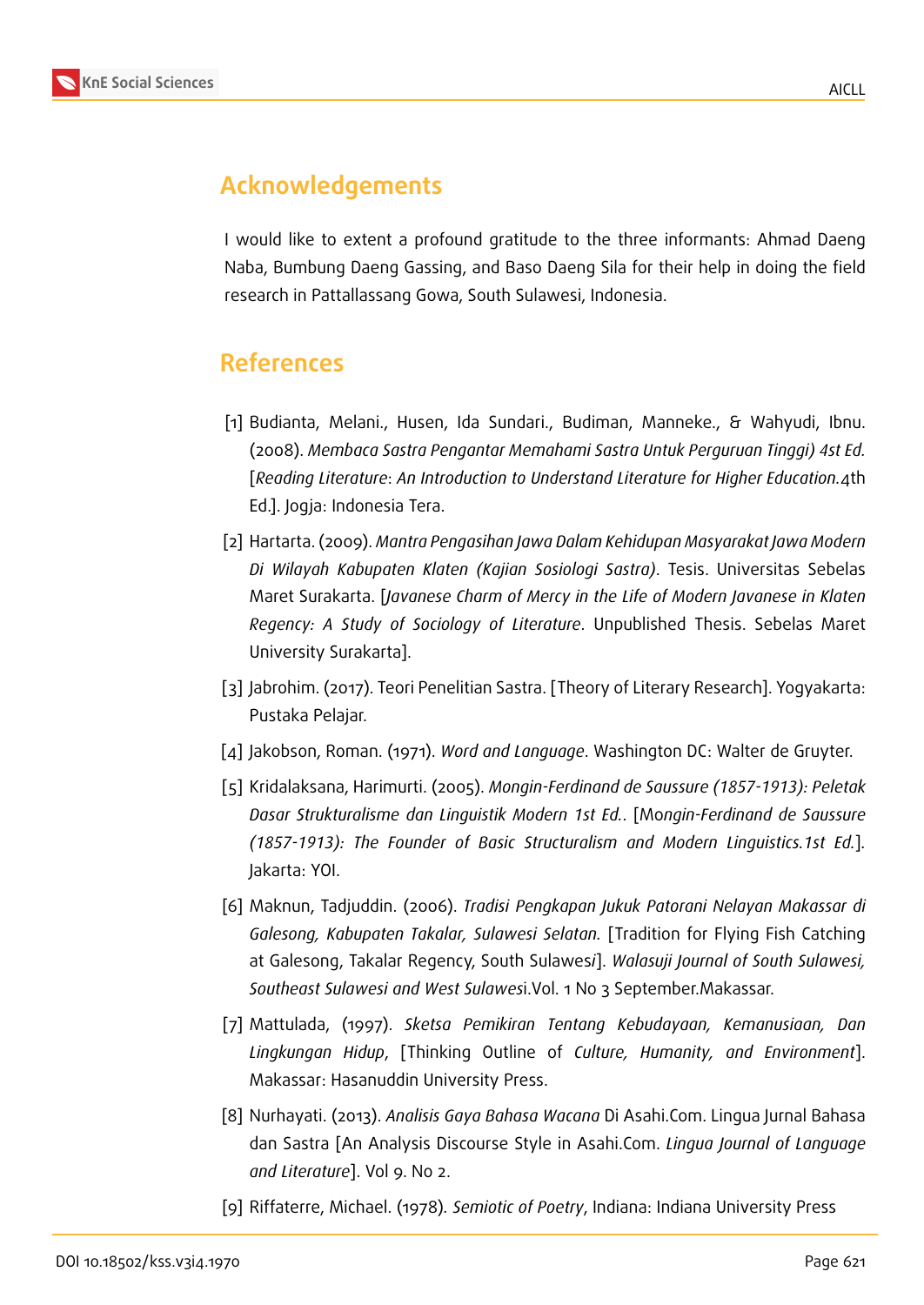## Acknowledgements

I would like to extent a profound gratitude to the three informants: Ahmad Daeng Naba, Bumbung Daeng Gassing, and Baso Daeng Sila for their help in doing the field research in Pattallassang Gowa, South Sulawesi, Indonesia.

## References

[1] Budianta, Melani., Husen, Ida Sundari., Budiman, Manneke., & Wahyudi, Ibnu. (2008). *Membaca Sastra Pengantar Memahami Sastra Untuk Perguruan Tinggi) 4st Ed.* [*Reading Literature*: *An Introduction to Understand Literature for Higher Education.*4th Ed.]. Jogja: Indonesia Tera.

[2] Hartarta. (2009). *Mantra Pengasihan Jawa Dalam Kehidupan Masyarakat Jawa Modern Di Wilayah Kabupaten Klaten (Kajian Sosiologi Sastra)*. Tesis. Universitas Sebelas Maret Surakarta. [*Javanese Charm of Mercy in the Life of Modern Javanese in Klaten Regency: A Study of Sociology of Literature*. Unpublished Thesis. Sebelas Maret University Surakarta].

[3] Jabrohim. (2017). Teori Penelitian Sastra. [Theory of Literary Research]. Yogyakarta: Pustaka Pelajar.

[4] Jakobson, Roman. (1971). *Word and Language*. Washington DC: Walter de Gruyter.

[5] Kridalaksana, Harimurti. (2005). *Mongin-Ferdinand de Saussure (1857-1913): Peletak Dasar Strukturalisme dan Linguistik Modern 1st Ed.*. [*Mongin-Ferdinand de Saussure (1857-1913): The Founder of Basic Structuralism and Modern Linguistics.1st Ed.*]. Jakarta: YOI.

[6] Maknun, Tadjuddin. (2006). *Tradisi Pengkapan Jukuk Patorani Nelayan Makassar di Galesong, Kabupaten Takalar, Sulawesi Selatan.* [Tradition for Flying Fish Catching at Galesong, Takalar Regency, South Sulawesi]. *Walasuji Journal of South Sulawesi, Southeast Sulawesi and West Sulawesi*.Vol. 1 No 3 September.Makassar.

[7] Mattulada, (1997). *Sketsa Pemikiran Tentang Kebudayaan, Kemanusiaan, Dan Lingkungan Hidup*, [Thinking Outline of *Culture, Humanity, and Environment*]. Makassar: Hasanuddin University Press.

[8] Nurhayati. (2013). *Analisis Gaya Bahasa Wacana* Di Asahi.Com. Lingua Jurnal Bahasa dan Sastra [An Analysis Discourse Style in Asahi.Com. *Lingua Journal of Language and Literature*]. Vol 9. No 2.

[9] Riffaterre, Michael. (1978). *Semiotic of Poetry*, Indiana: Indiana University Press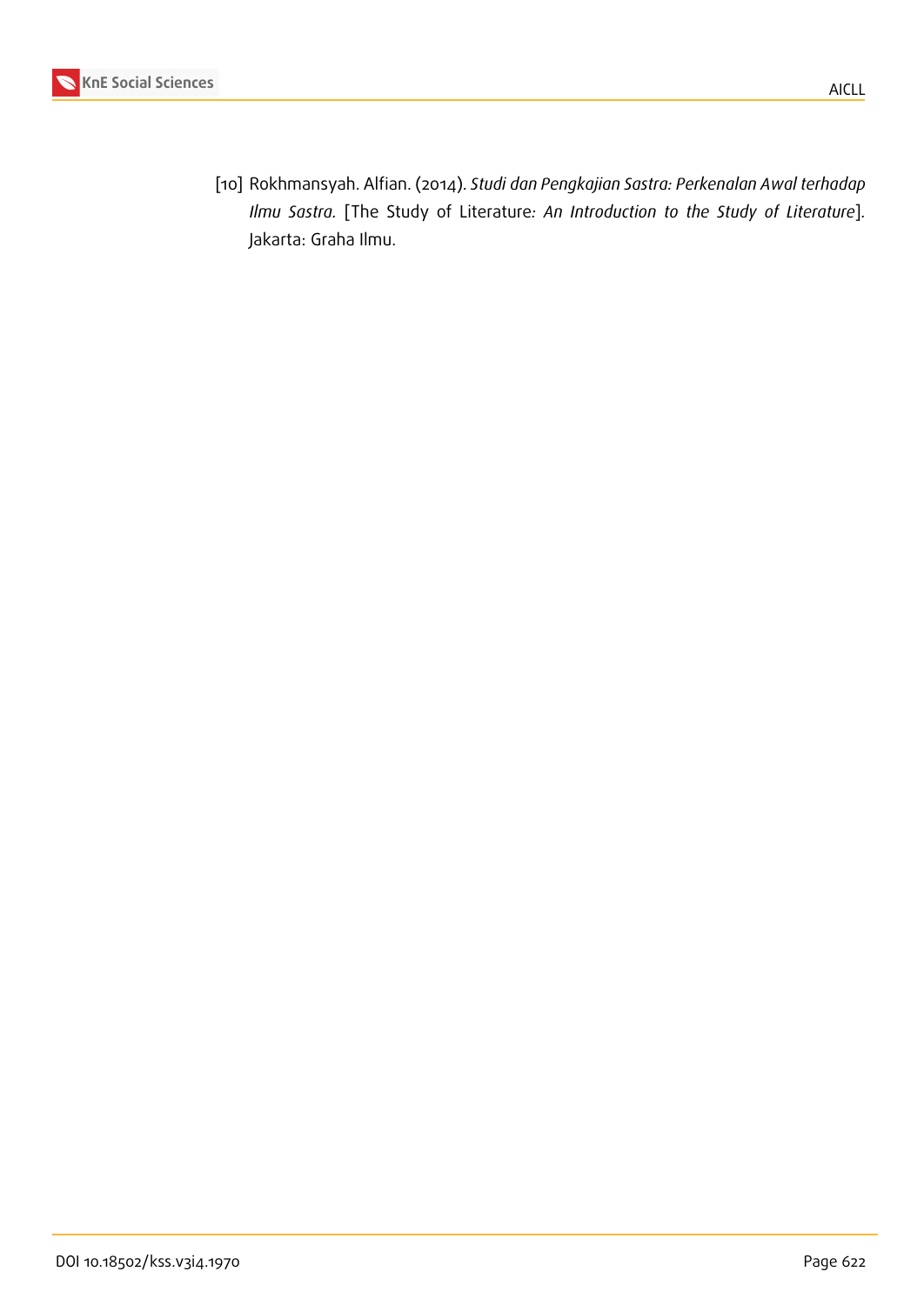[10] Rokhmansyah. Alfian. (2014). *Studi dan Pengkajian Sastra: Perkenalan Awal terhadap Ilmu Sastra.* [The Study of Literature*: An Introduction to the Study of Literature*]. Jakarta: Graha Ilmu.